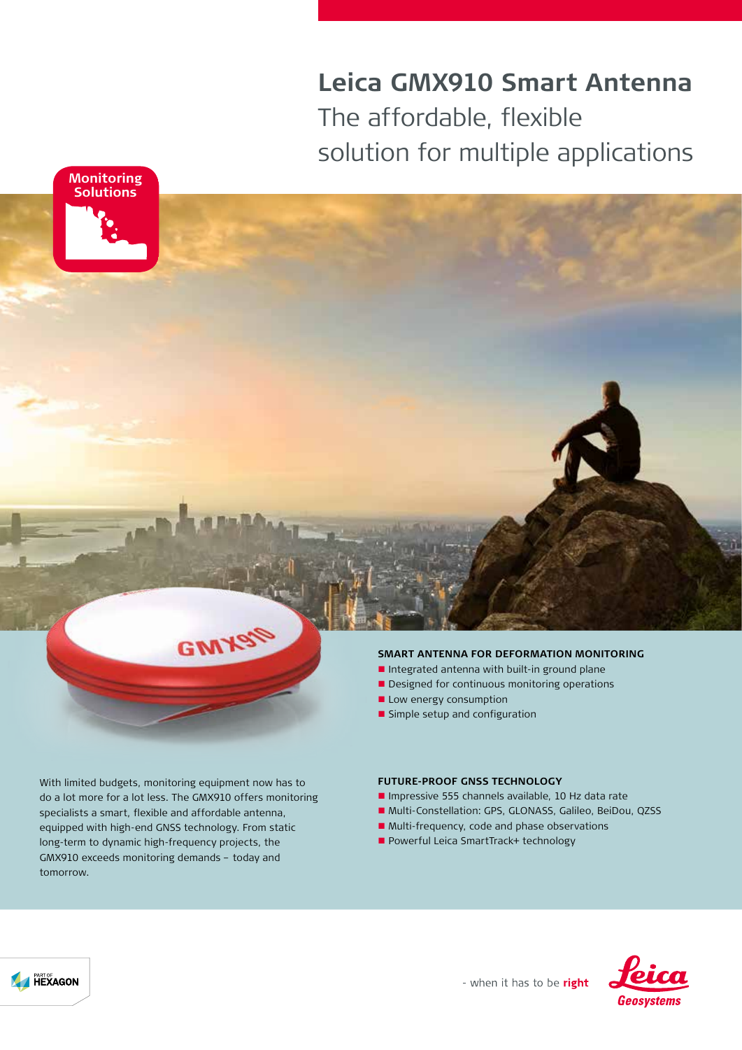# Leica GMX910 Smart Antenna

## The affordable, flexible solution for multiple applications

Monitoring Solutions

### SMART ANTENNA FOR DEFORMATION MONITORING

- Integrated antenna with built-in ground plane
- Designed for continuous monitoring operations
- Low energy consumption
- Simple setup and configuration

With limited budgets, monitoring equipment now has to do a lot more for a lot less. The GMX910 offers monitoring specialists a smart, flexible and affordable antenna, equipped with high-end GNSS technology. From static long-term to dynamic high-frequency projects, the GMX910 exceeds monitoring demands – today and tomorrow.

### FUTURE-PROOF GNSS TECHNOLOGY

- Impressive 555 channels available, 10 Hz data rate
- Multi-Constellation: GPS, GLONASS, Galileo, BeiDou, QZSS
- Multi-frequency, code and phase observations
- Powerful Leica SmartTrack+ technology

- when it has to be **right**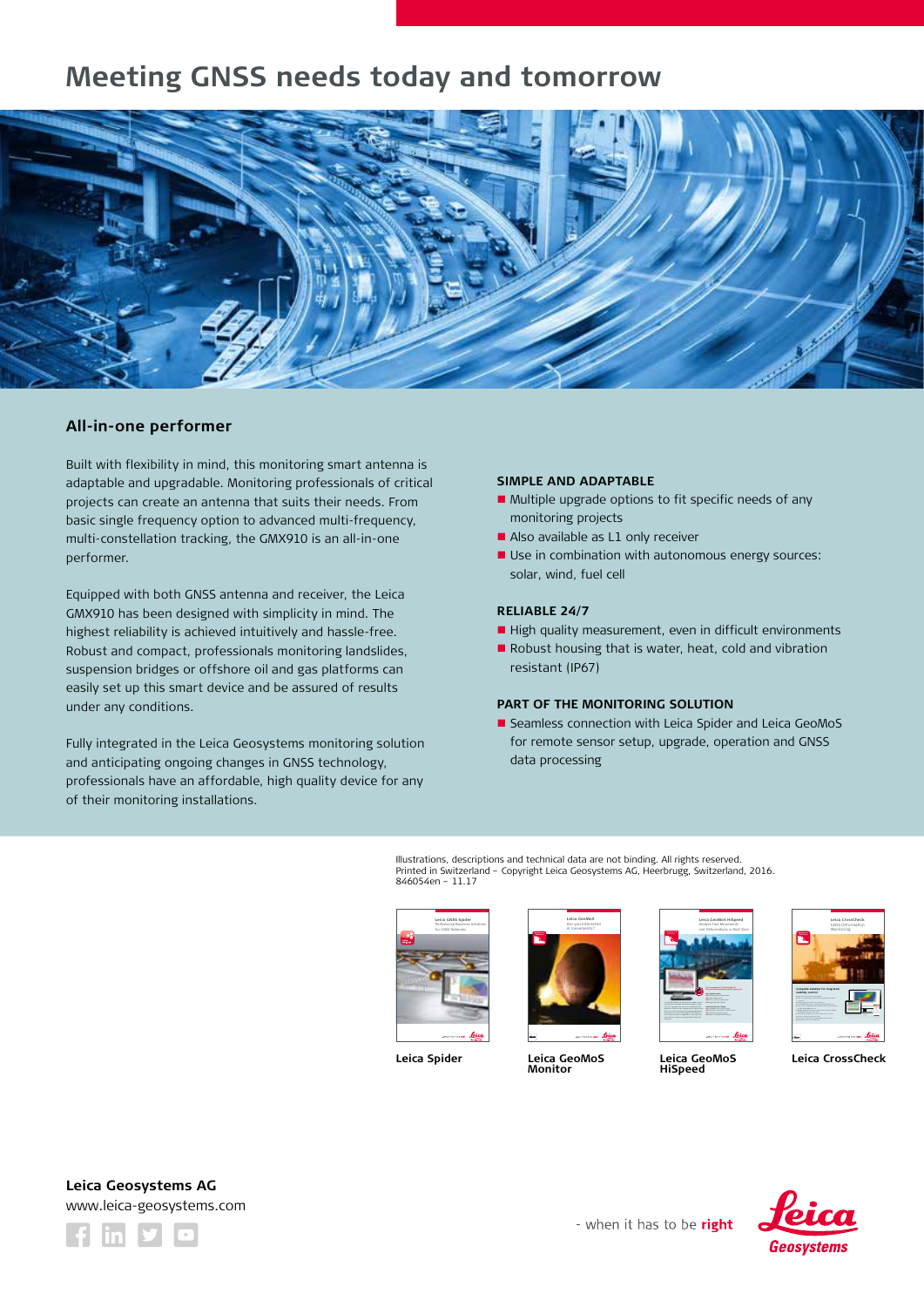# Meeting GNSS needs today and tomorrow

## All-in-one performer

Built with flexibility in mind, this monitoring smart antenna is adaptable and upgradable. Monitoring professionals of critical projects can create an antenna that suits their needs. From basic single frequency option to advanced multi-frequency, multi-constellation tracking, the GMX910 is an all-in-one performer.

Equipped with both GNSS antenna and receiver, the Leica GMX910 has been designed with simplicity in mind. The highest reliability is achieved intuitively and hassle-free. Robust and compact, professionals monitoring landslides, suspension bridges or offshore oil and gas platforms can easily set up this smart device and be assured of results under any conditions.

Fully integrated in the Leica Geosystems monitoring solution and anticipating ongoing changes in GNSS technology, professionals have an affordable, high quality device for any of their monitoring installations.

### SIMPLE AND ADAPTABLE

- Multiple upgrade options to fit specific needs of any monitoring projects
- Also available as L1 only receiver
- Use in combination with autonomous energy sources: solar, wind, fuel cell

### RELIABLE 24/7

- High quality measurement, even in difficult environments
- Robust housing that is water, heat, cold and vibration resistant (IP67)

### PART OF THE MONITORING SOLUTION

- Seamless connection with Leica Spider and Leica GeoMoS for remote sensor setup, upgrade, operation and GNSS data processing

Illustrations, descriptions and technical data are not binding. All rights reserved.
Printed in Switzerland – Copyright Leica Geosystems AG, Heerbrugg, Switzerland, 2016.
846054en – 11.17

**Leica Spider**

**Leica GeoMoS Monitor**

**Leica GeoMoS HiSpeed**

**Leica CrossCheck**

**Leica Geosystems AG**
www.leica-geosystems.com

- when it has to be **right**

Leica Geosystems